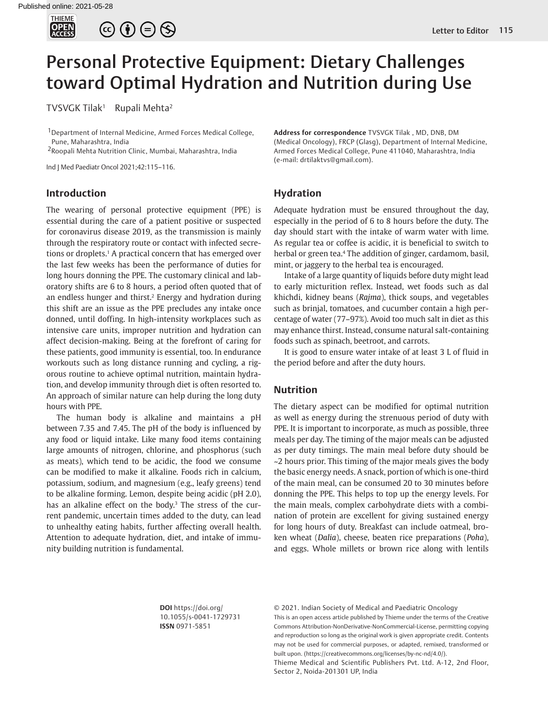# Personal Protective Equipment: Dietary Challenges toward Optimal Hydration and Nutrition during Use

TVSVGK Tilak[1] Rupali Mehta[2]

[1]Department of Internal Medicine, Armed Forces Medical College, Pune, Maharashtra, India

[2]Roopali Mehta Nutrition Clinic, Mumbai, Maharashtra, India

**Address for correspondence** TVSVGK Tilak , MD, DNB, DM (Medical Oncology), FRCP (Glasg), Department of Internal Medicine, Armed Forces Medical College, Pune 411040, Maharashtra, India (e-mail: drtilaktvs@gmail.com).

## Introduction

The wearing of personal protective equipment (PPE) is essential during the care of a patient positive or suspected for coronavirus disease 2019, as the transmission is mainly through the respiratory route or contact with infected secretions or droplets.[1] A practical concern that has emerged over the last few weeks has been the performance of duties for long hours donning the PPE. The customary clinical and laboratory shifts are 6 to 8 hours, a period often quoted that of an endless hunger and thirst.[2] Energy and hydration during this shift are an issue as the PPE precludes any intake once donned, until doffing. In high-intensity workplaces such as intensive care units, improper nutrition and hydration can affect decision-making. Being at the forefront of caring for these patients, good immunity is essential, too. In endurance workouts such as long distance running and cycling, a rigorous routine to achieve optimal nutrition, maintain hydration, and develop immunity through diet is often resorted to. An approach of similar nature can help during the long duty hours with PPE.

The human body is alkaline and maintains a pH between 7.35 and 7.45. The pH of the body is influenced by any food or liquid intake. Like many food items containing large amounts of nitrogen, chlorine, and phosphorus (such as meats), which tend to be acidic, the food we consume can be modified to make it alkaline. Foods rich in calcium, potassium, sodium, and magnesium (e.g., leafy greens) tend to be alkaline forming. Lemon, despite being acidic (pH 2.0), has an alkaline effect on the body.[3] The stress of the current pandemic, uncertain times added to the duty, can lead to unhealthy eating habits, further affecting overall health. Attention to adequate hydration, diet, and intake of immunity building nutrition is fundamental.

## Hydration

Adequate hydration must be ensured throughout the day, especially in the period of 6 to 8 hours before the duty. The day should start with the intake of warm water with lime. As regular tea or coffee is acidic, it is beneficial to switch to herbal or green tea.[4] The addition of ginger, cardamom, basil, mint, or jaggery to the herbal tea is encouraged.

Intake of a large quantity of liquids before duty might lead to early micturition reflex. Instead, wet foods such as dal khichdi, kidney beans (*Rajma*), thick soups, and vegetables such as brinjal, tomatoes, and cucumber contain a high percentage of water (77–97%). Avoid too much salt in diet as this may enhance thirst. Instead, consume natural salt-containing foods such as spinach, beetroot, and carrots.

It is good to ensure water intake of at least 3 L of fluid in the period before and after the duty hours.

## Nutrition

The dietary aspect can be modified for optimal nutrition as well as energy during the strenuous period of duty with PPE. It is important to incorporate, as much as possible, three meals per day. The timing of the major meals can be adjusted as per duty timings. The main meal before duty should be ~2 hours prior. This timing of the major meals gives the body the basic energy needs. A snack, portion of which is one-third of the main meal, can be consumed 20 to 30 minutes before donning the PPE. This helps to top up the energy levels. For the main meals, complex carbohydrate diets with a combination of protein are excellent for giving sustained energy for long hours of duty. Breakfast can include oatmeal, broken wheat (*Dalia*), cheese, beaten rice preparations (*Poha*), and eggs. Whole millets or brown rice along with lentils

**DOI** https://doi.org/10.1055/s-0041-1729731
**ISSN** 0971-5851

© 2021. Indian Society of Medical and Paediatric Oncology

This is an open access article published by Thieme under the terms of the Creative Commons Attribution-NonDerivative-NonCommercial-License, permitting copying and reproduction so long as the original work is given appropriate credit. Contents may not be used for commercial purposes, or adapted, remixed, transformed or built upon. (https://creativecommons.org/licenses/by-nc-nd/4.0/).

Thieme Medical and Scientific Publishers Pvt. Ltd. A-12, 2nd Floor, Sector 2, Noida-201301 UP, India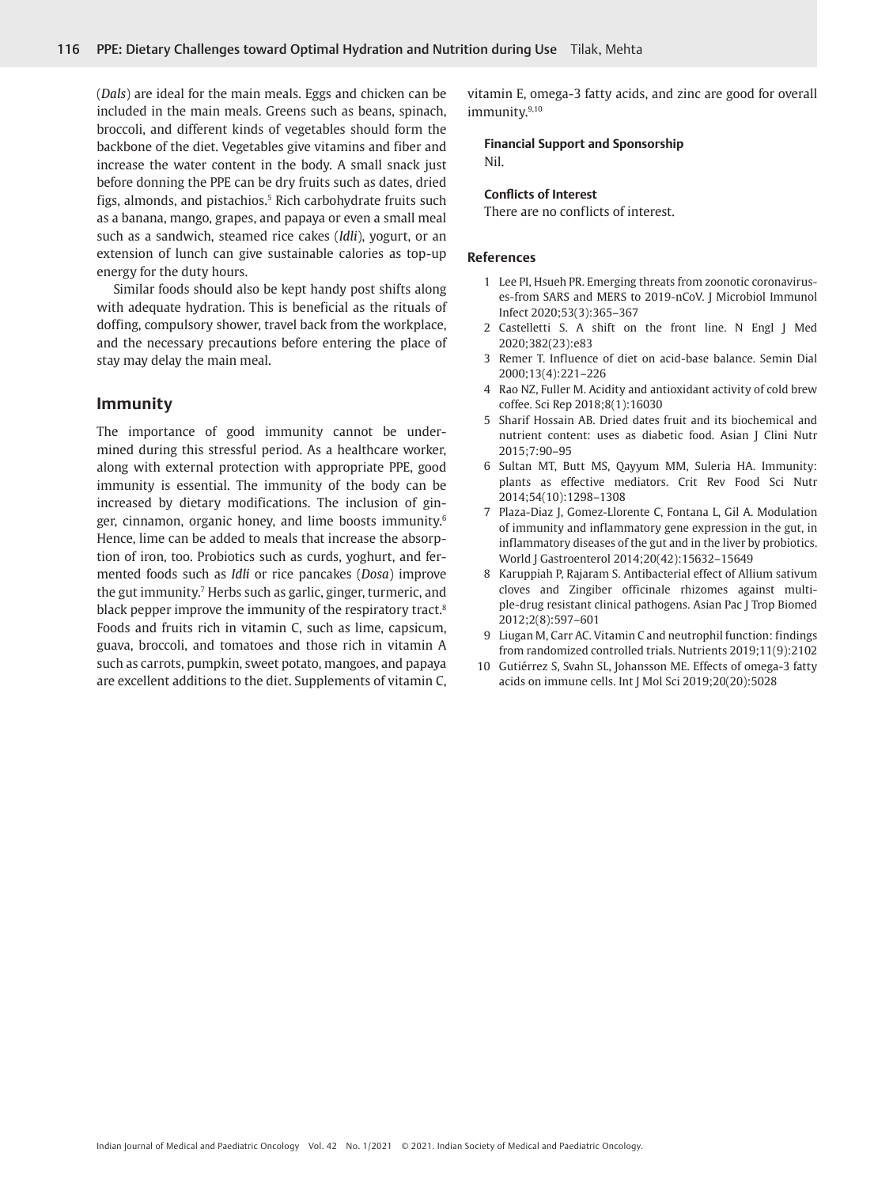(*Dals*) are ideal for the main meals. Eggs and chicken can be included in the main meals. Greens such as beans, spinach, broccoli, and different kinds of vegetables should form the backbone of the diet. Vegetables give vitamins and fiber and increase the water content in the body. A small snack just before donning the PPE can be dry fruits such as dates, dried figs, almonds, and pistachios.[5] Rich carbohydrate fruits such as a banana, mango, grapes, and papaya or even a small meal such as a sandwich, steamed rice cakes (*Idli*), yogurt, or an extension of lunch can give sustainable calories as top-up energy for the duty hours.

Similar foods should also be kept handy post shifts along with adequate hydration. This is beneficial as the rituals of doffing, compulsory shower, travel back from the workplace, and the necessary precautions before entering the place of stay may delay the main meal.

## Immunity

The importance of good immunity cannot be undermined during this stressful period. As a healthcare worker, along with external protection with appropriate PPE, good immunity is essential. The immunity of the body can be increased by dietary modifications. The inclusion of ginger, cinnamon, organic honey, and lime boosts immunity.[6] Hence, lime can be added to meals that increase the absorption of iron, too. Probiotics such as curds, yoghurt, and fermented foods such as *Idli* or rice pancakes (*Dosa*) improve the gut immunity.[7] Herbs such as garlic, ginger, turmeric, and black pepper improve the immunity of the respiratory tract.[8] Foods and fruits rich in vitamin C, such as lime, capsicum, guava, broccoli, and tomatoes and those rich in vitamin A such as carrots, pumpkin, sweet potato, mangoes, and papaya are excellent additions to the diet. Supplements of vitamin C, vitamin E, omega-3 fatty acids, and zinc are good for overall immunity.[9,10]

**Financial Support and Sponsorship**

Nil.

**Conflicts of Interest**

There are no conflicts of interest.

## References

1. Lee PI, Hsueh PR. Emerging threats from zoonotic coronaviruses-from SARS and MERS to 2019-nCoV. J Microbiol Immunol Infect 2020;53(3):365–367
2. Castelletti S. A shift on the front line. N Engl J Med 2020;382(23):e83
3. Remer T. Influence of diet on acid-base balance. Semin Dial 2000;13(4):221–226
4. Rao NZ, Fuller M. Acidity and antioxidant activity of cold brew coffee. Sci Rep 2018;8(1):16030
5. Sharif Hossain AB. Dried dates fruit and its biochemical and nutrient content: uses as diabetic food. Asian J Clini Nutr 2015;7:90–95
6. Sultan MT, Butt MS, Qayyum MM, Suleria HA. Immunity: plants as effective mediators. Crit Rev Food Sci Nutr 2014;54(10):1298–1308
7. Plaza-Diaz J, Gomez-Llorente C, Fontana L, Gil A. Modulation of immunity and inflammatory gene expression in the gut, in inflammatory diseases of the gut and in the liver by probiotics. World J Gastroenterol 2014;20(42):15632–15649
8. Karuppiah P, Rajaram S. Antibacterial effect of Allium sativum cloves and Zingiber officinale rhizomes against multiple-drug resistant clinical pathogens. Asian Pac J Trop Biomed 2012;2(8):597–601
9. Liugan M, Carr AC. Vitamin C and neutrophil function: findings from randomized controlled trials. Nutrients 2019;11(9):2102
10. Gutiérrez S, Svahn SL, Johansson ME. Effects of omega-3 fatty acids on immune cells. Int J Mol Sci 2019;20(20):5028